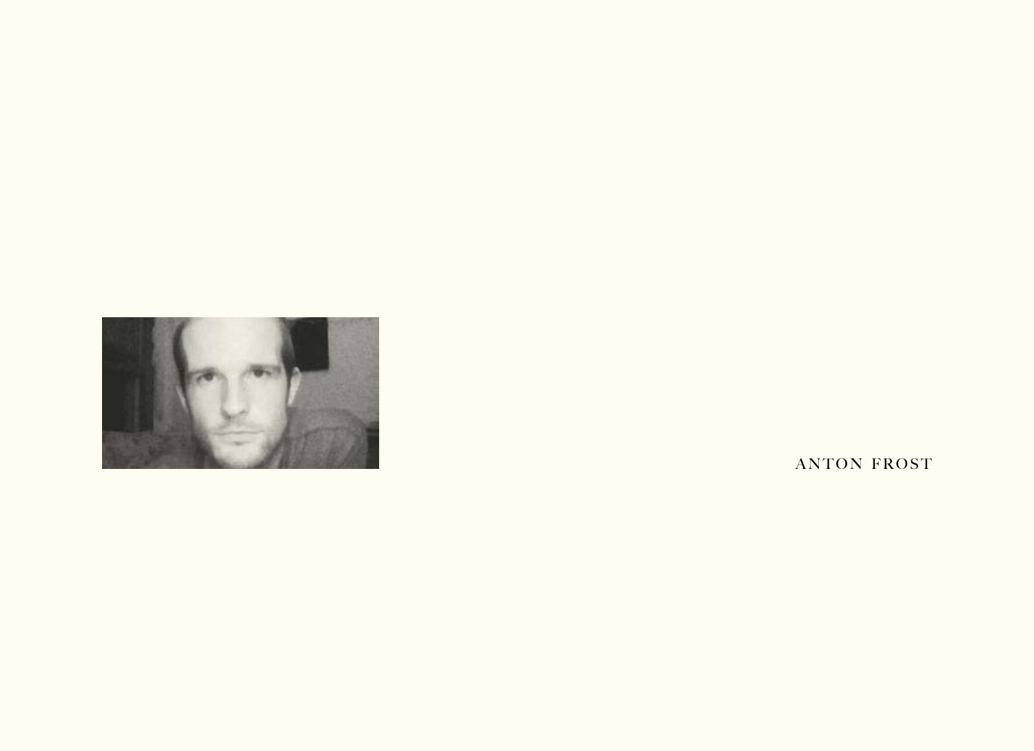ANTON FROST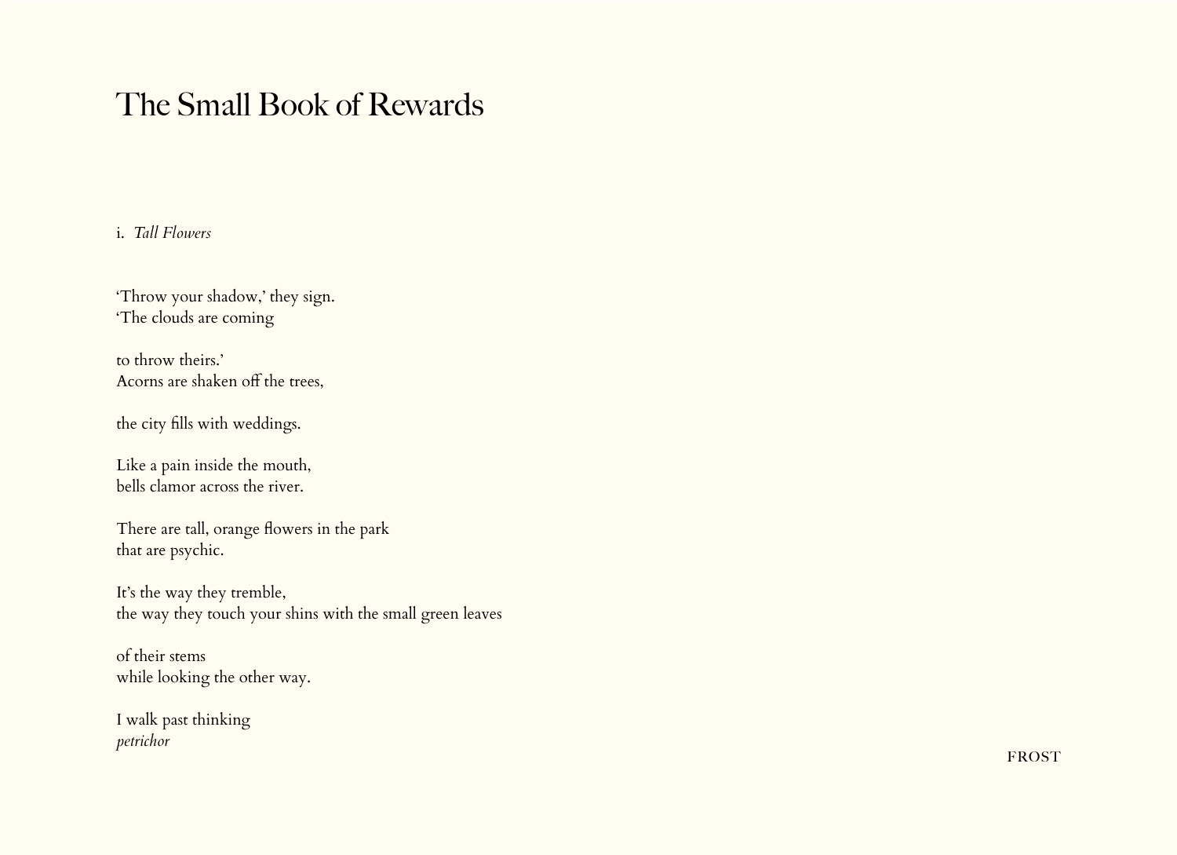# The Small Book of Rewards

i. *Tall Flowers*

'Throw your shadow,' they sign.
'The clouds are coming

to throw theirs.'
Acorns are shaken off the trees,

the city fills with weddings.

Like a pain inside the mouth,
bells clamor across the river.

There are tall, orange flowers in the park
that are psychic.

It's the way they tremble,
the way they touch your shins with the small green leaves

of their stems
while looking the other way.

I walk past thinking
*petrichor*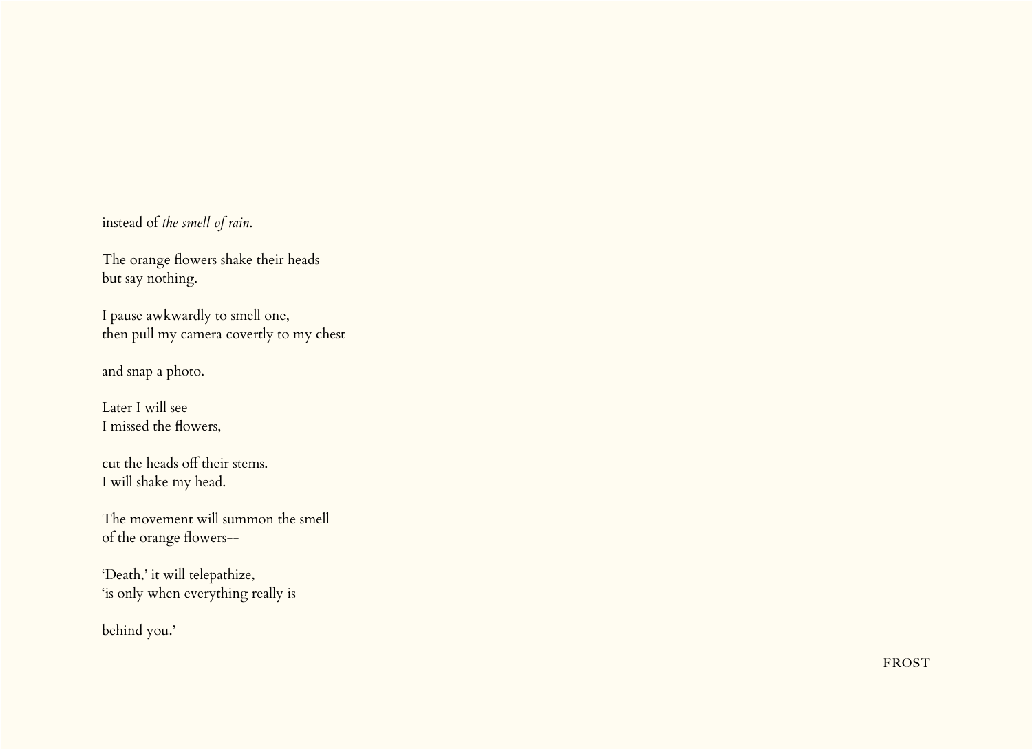instead of *the smell of rain*.

The orange flowers shake their heads
but say nothing.

I pause awkwardly to smell one,
then pull my camera covertly to my chest

and snap a photo.

Later I will see
I missed the flowers,

cut the heads off their stems.
I will shake my head.

The movement will summon the smell
of the orange flowers--

'Death,' it will telepathize,
'is only when everything really is

behind you.'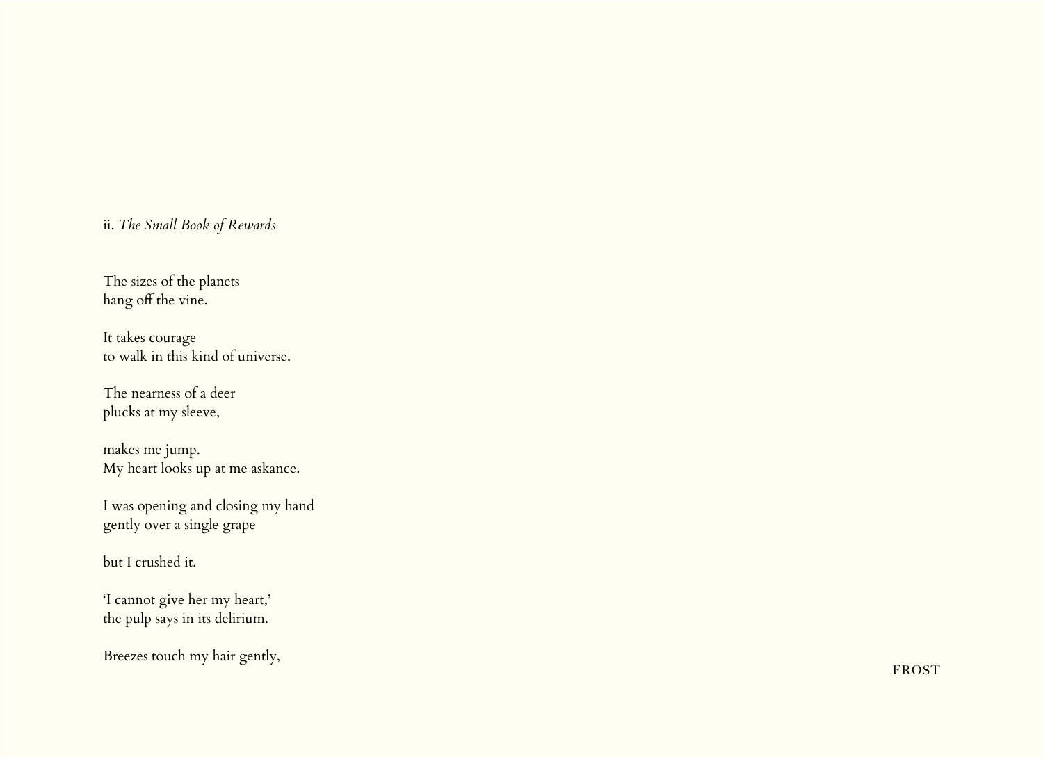ii. *The Small Book of Rewards*

The sizes of the planets
hang off the vine.

It takes courage
to walk in this kind of universe.

The nearness of a deer
plucks at my sleeve,

makes me jump.
My heart looks up at me askance.

I was opening and closing my hand
gently over a single grape

but I crushed it.

'I cannot give her my heart,'
the pulp says in its delirium.

Breezes touch my hair gently,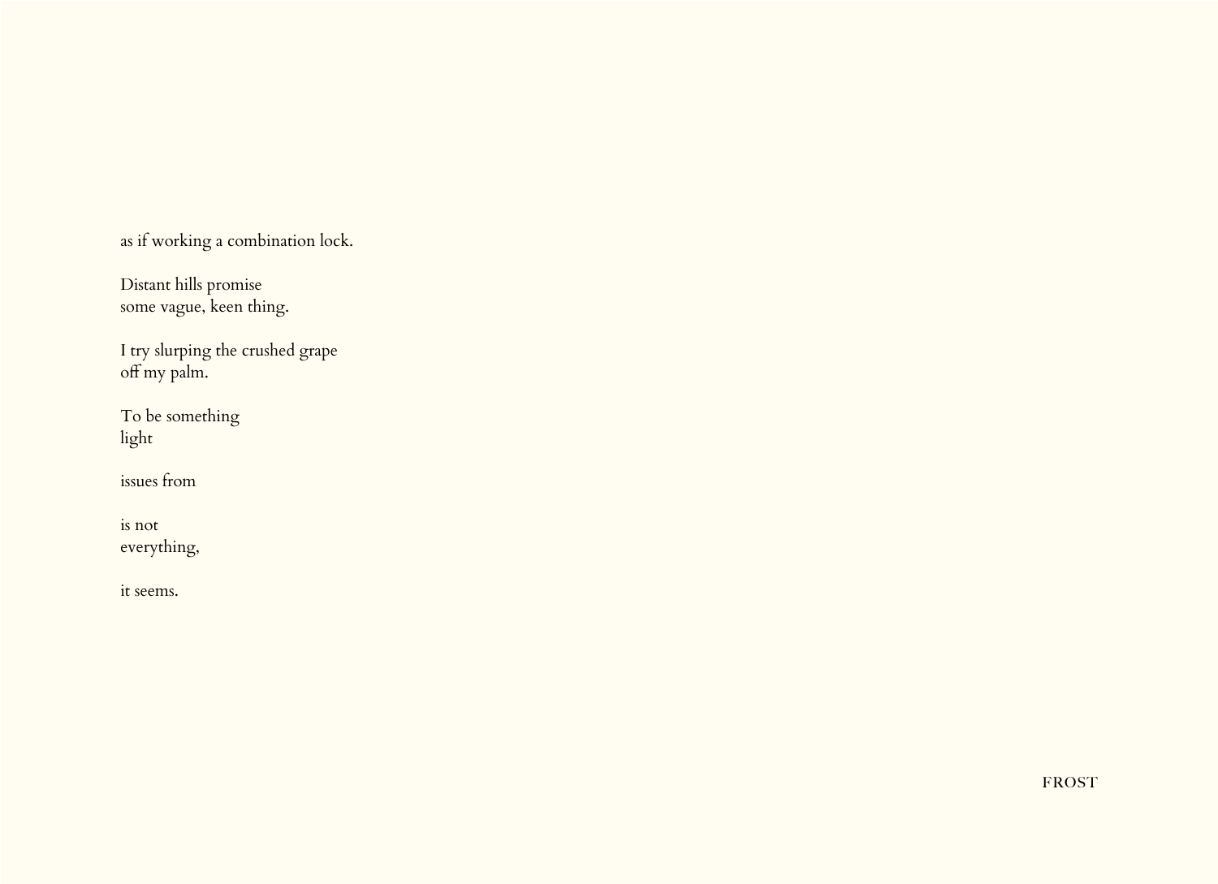as if working a combination lock.

Distant hills promise
some vague, keen thing.

I try slurping the crushed grape
off my palm.

To be something
light

issues from

is not
everything,

it seems.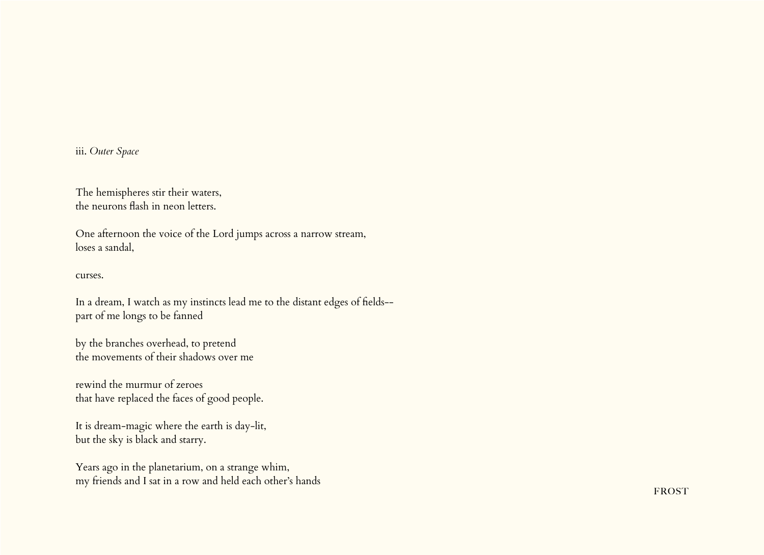iii. *Outer Space*

The hemispheres stir their waters,  
the neurons flash in neon letters.

One afternoon the voice of the Lord jumps across a narrow stream,  
loses a sandal,

curses.

In a dream, I watch as my instincts lead me to the distant edges of fields--  
part of me longs to be fanned

by the branches overhead, to pretend  
the movements of their shadows over me

rewind the murmur of zeroes  
that have replaced the faces of good people.

It is dream-magic where the earth is day-lit,  
but the sky is black and starry.

Years ago in the planetarium, on a strange whim,  
my friends and I sat in a row and held each other's hands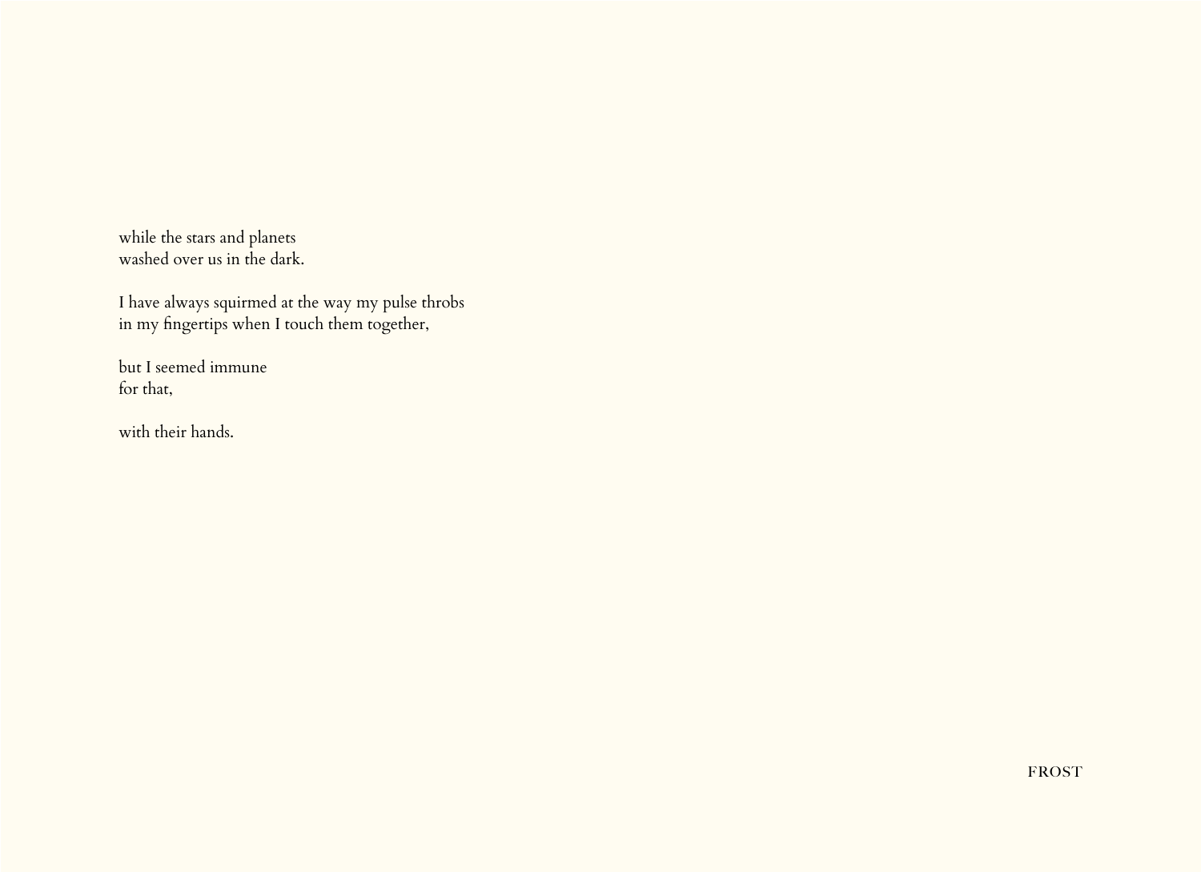while the stars and planets
washed over us in the dark.

I have always squirmed at the way my pulse throbs
in my fingertips when I touch them together,

but I seemed immune
for that,

with their hands.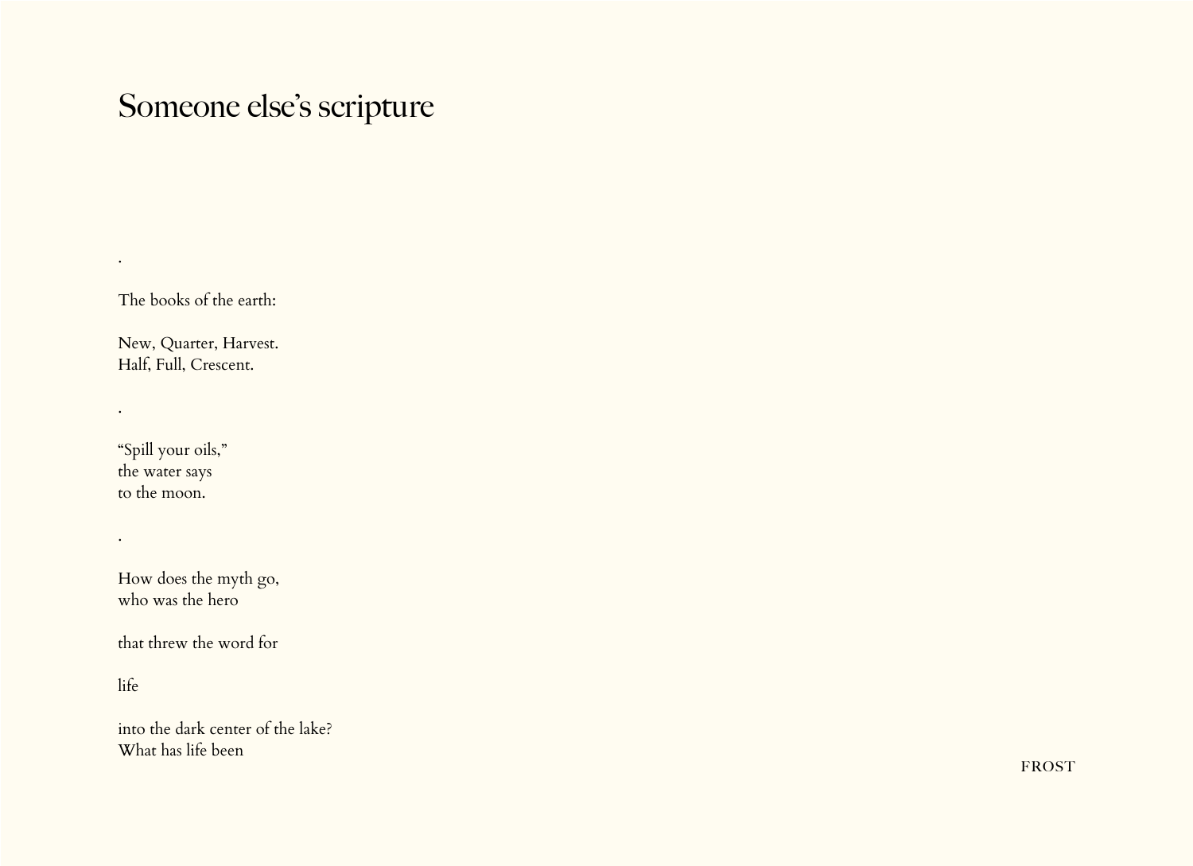# Someone else’s scripture

.

The books of the earth:

New, Quarter, Harvest.  
Half, Full, Crescent.

.

“Spill your oils,”  
the water says  
to the moon.

.

How does the myth go,  
who was the hero

that threw the word for

life

into the dark center of the lake?  
What has life been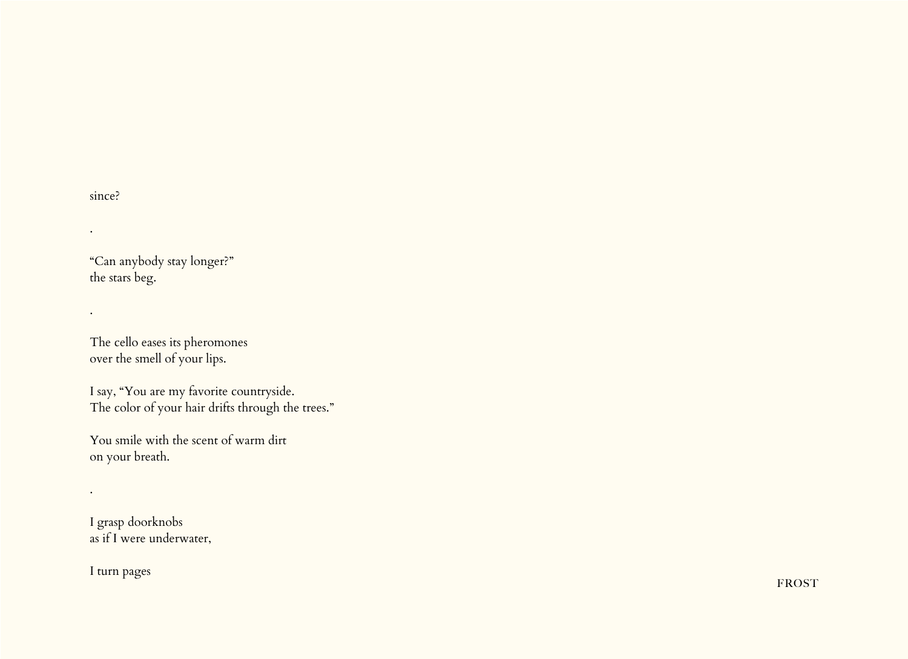since?

.

“Can anybody stay longer?”
the stars beg.

.

The cello eases its pheromones
over the smell of your lips.

I say, “You are my favorite countryside.
The color of your hair drifts through the trees.”

You smile with the scent of warm dirt
on your breath.

.

I grasp doorknobs
as if I were underwater,

I turn pages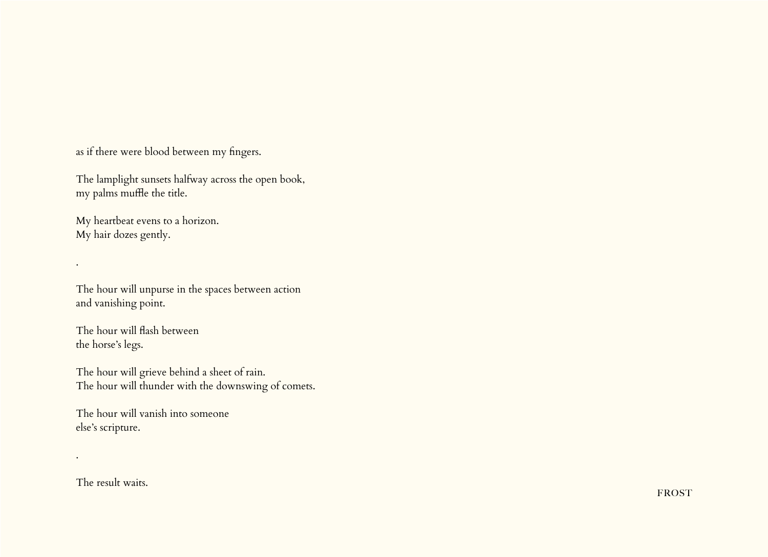as if there were blood between my fingers.

The lamplight sunsets halfway across the open book,
my palms muffle the title.

My heartbeat evens to a horizon.
My hair dozes gently.

.

The hour will unpurse in the spaces between action
and vanishing point.

The hour will flash between
the horse's legs.

The hour will grieve behind a sheet of rain.
The hour will thunder with the downswing of comets.

The hour will vanish into someone
else's scripture.

.

The result waits.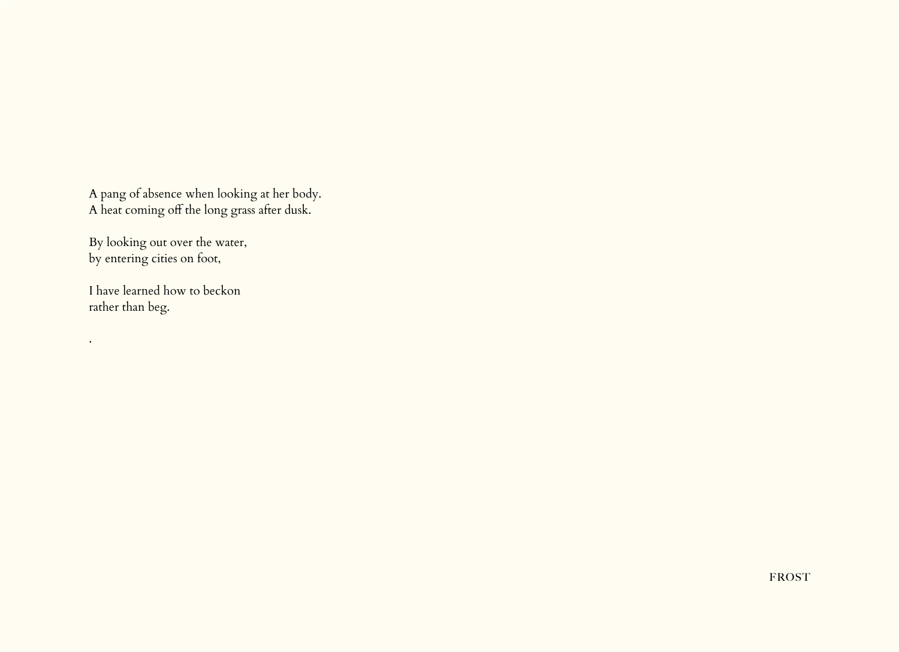A pang of absence when looking at her body.  
A heat coming off the long grass after dusk.

By looking out over the water,  
by entering cities on foot,

I have learned how to beckon  
rather than beg.

.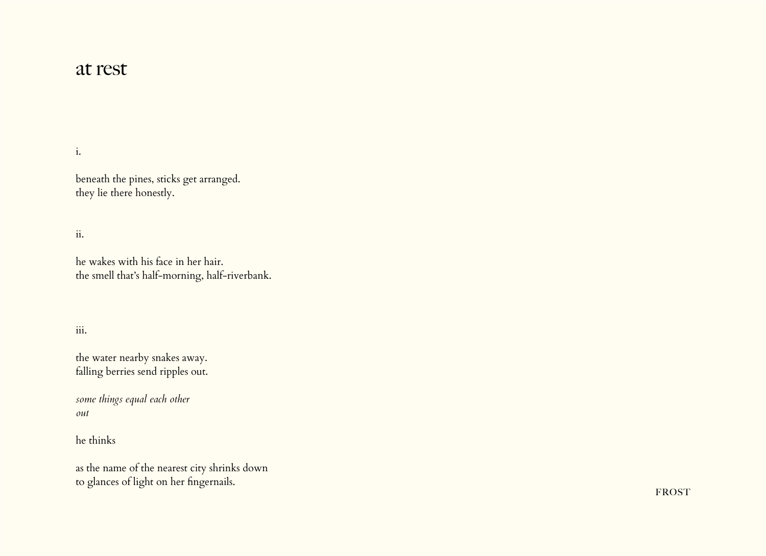# at rest

i.

beneath the pines, sticks get arranged.  
they lie there honestly.

ii.

he wakes with his face in her hair.  
the smell that's half-morning, half-riverbank.

iii.

the water nearby snakes away.  
falling berries send ripples out.

*some things equal each other*  
*out*

he thinks

as the name of the nearest city shrinks down  
to glances of light on her fingernails.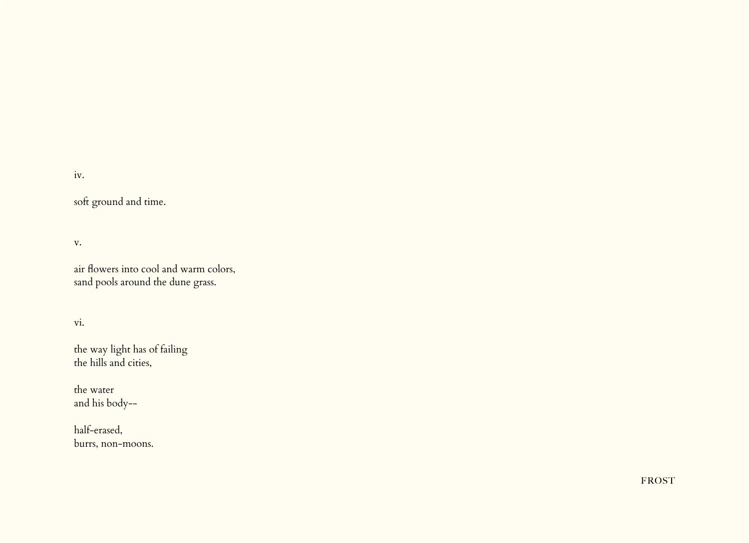iv.

soft ground and time.

v.

air flowers into cool and warm colors,
sand pools around the dune grass.

vi.

the way light has of failing
the hills and cities,

the water
and his body--

half-erased,
burrs, non-moons.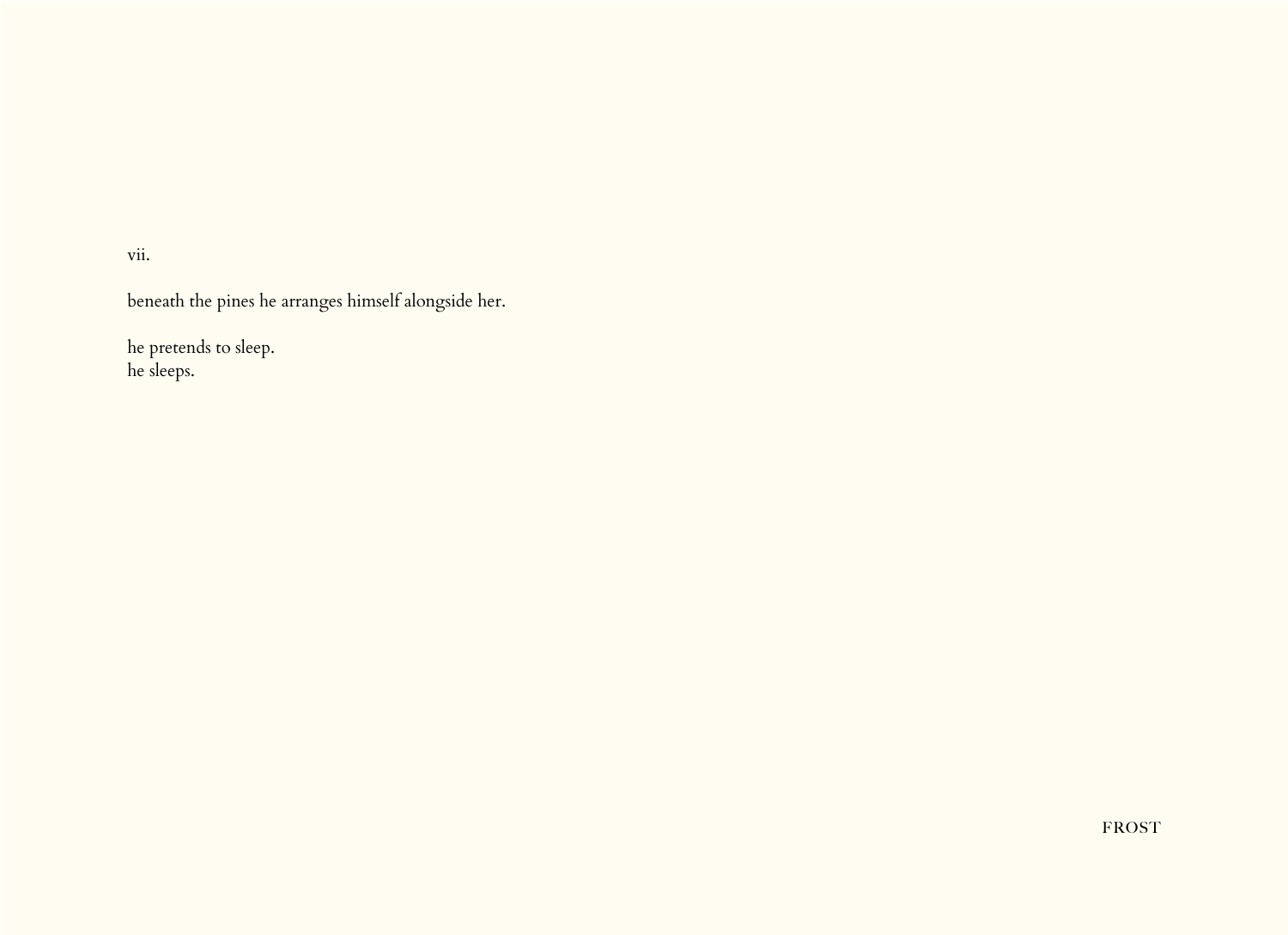vii.

beneath the pines he arranges himself alongside her.

he pretends to sleep.
he sleeps.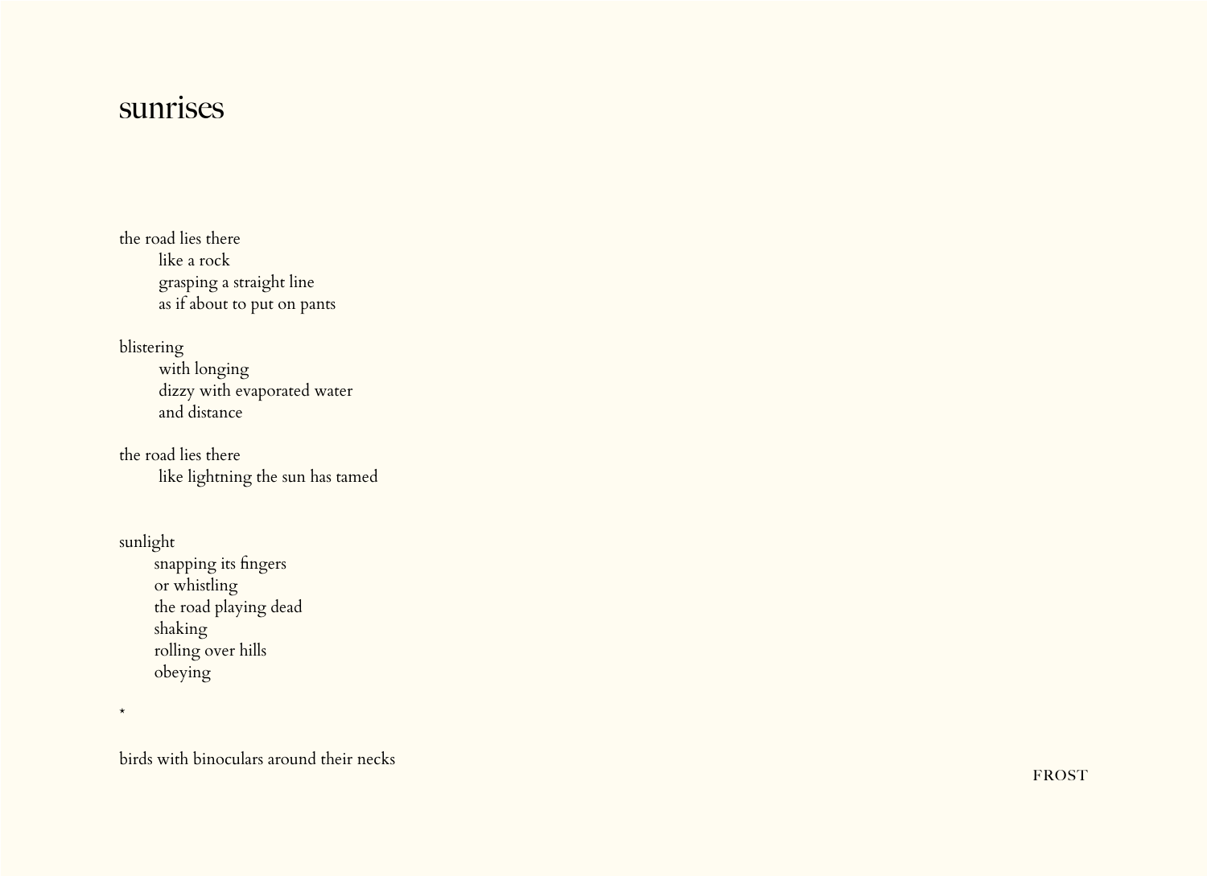# sunrises

the road lies there
like a rock
grasping a straight line
as if about to put on pants

blistering
with longing
dizzy with evaporated water
and distance

the road lies there
like lightning the sun has tamed

sunlight
snapping its fingers
or whistling
the road playing dead
shaking
rolling over hills
obeying

*

birds with binoculars around their necks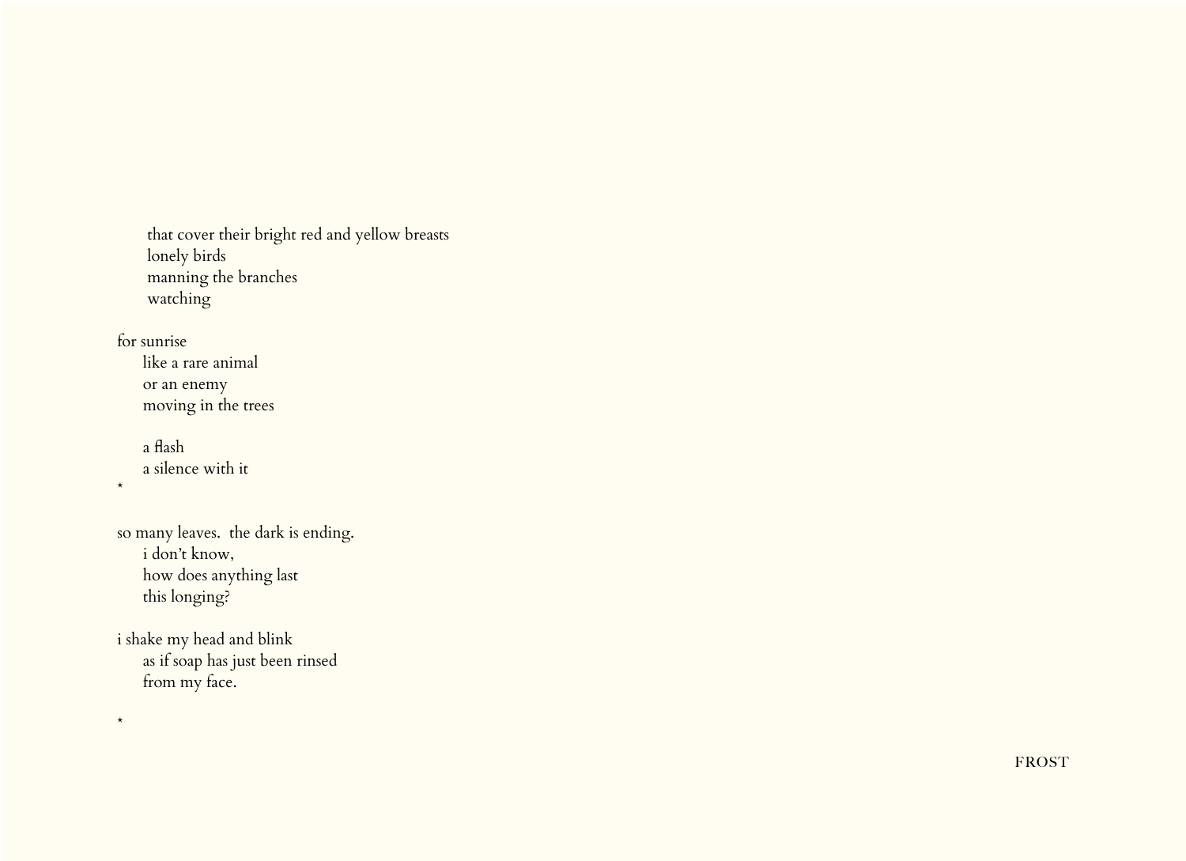that cover their bright red and yellow breasts
lonely birds
manning the branches
watching

for sunrise
like a rare animal
or an enemy
moving in the trees

a flash
a silence with it

*

so many leaves.  the dark is ending.
i don't know,
how does anything last
this longing?

i shake my head and blink
as if soap has just been rinsed
from my face.

*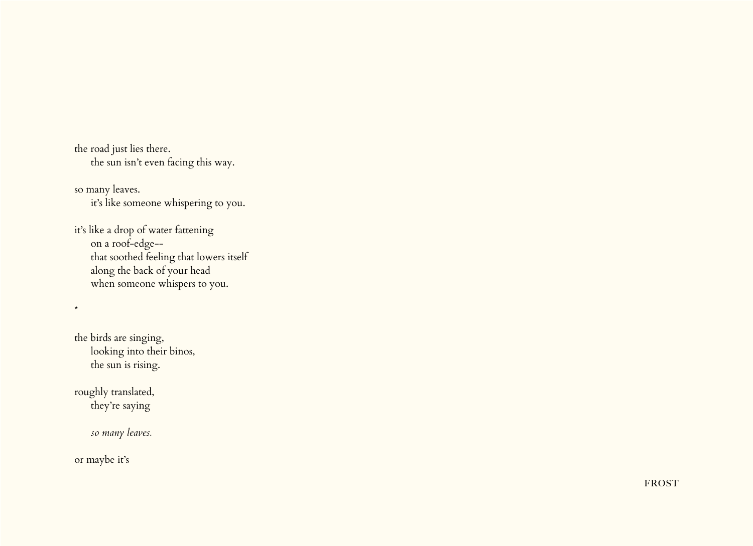the road just lies there.
    the sun isn't even facing this way.

so many leaves.
    it's like someone whispering to you.

it's like a drop of water fattening
    on a roof-edge--
    that soothed feeling that lowers itself
    along the back of your head
    when someone whispers to you.

*

the birds are singing,
    looking into their binos,
    the sun is rising.

roughly translated,
    they're saying

    *so many leaves.*

or maybe it's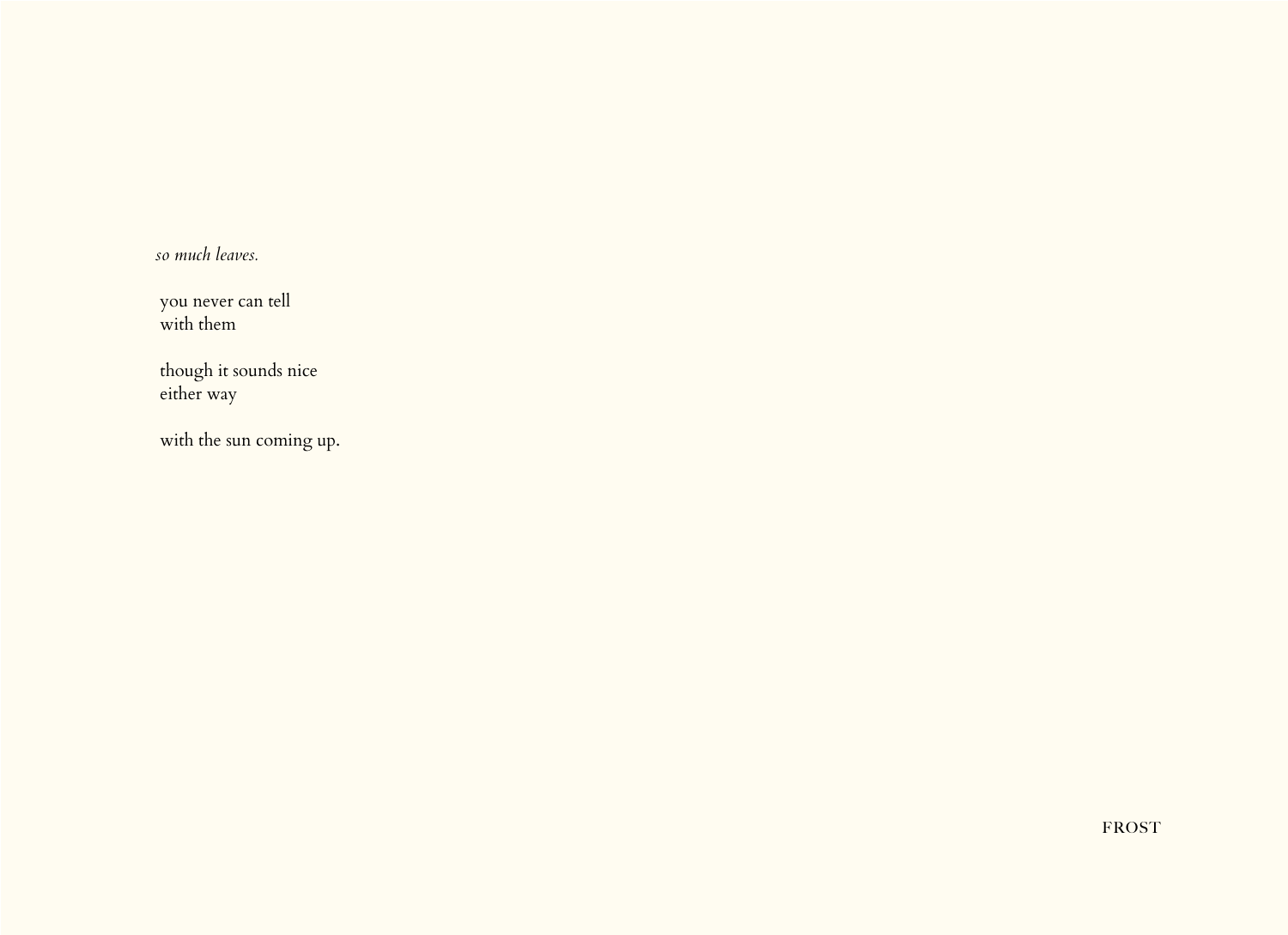*so much leaves.*

you never can tell
with them

though it sounds nice
either way

with the sun coming up.